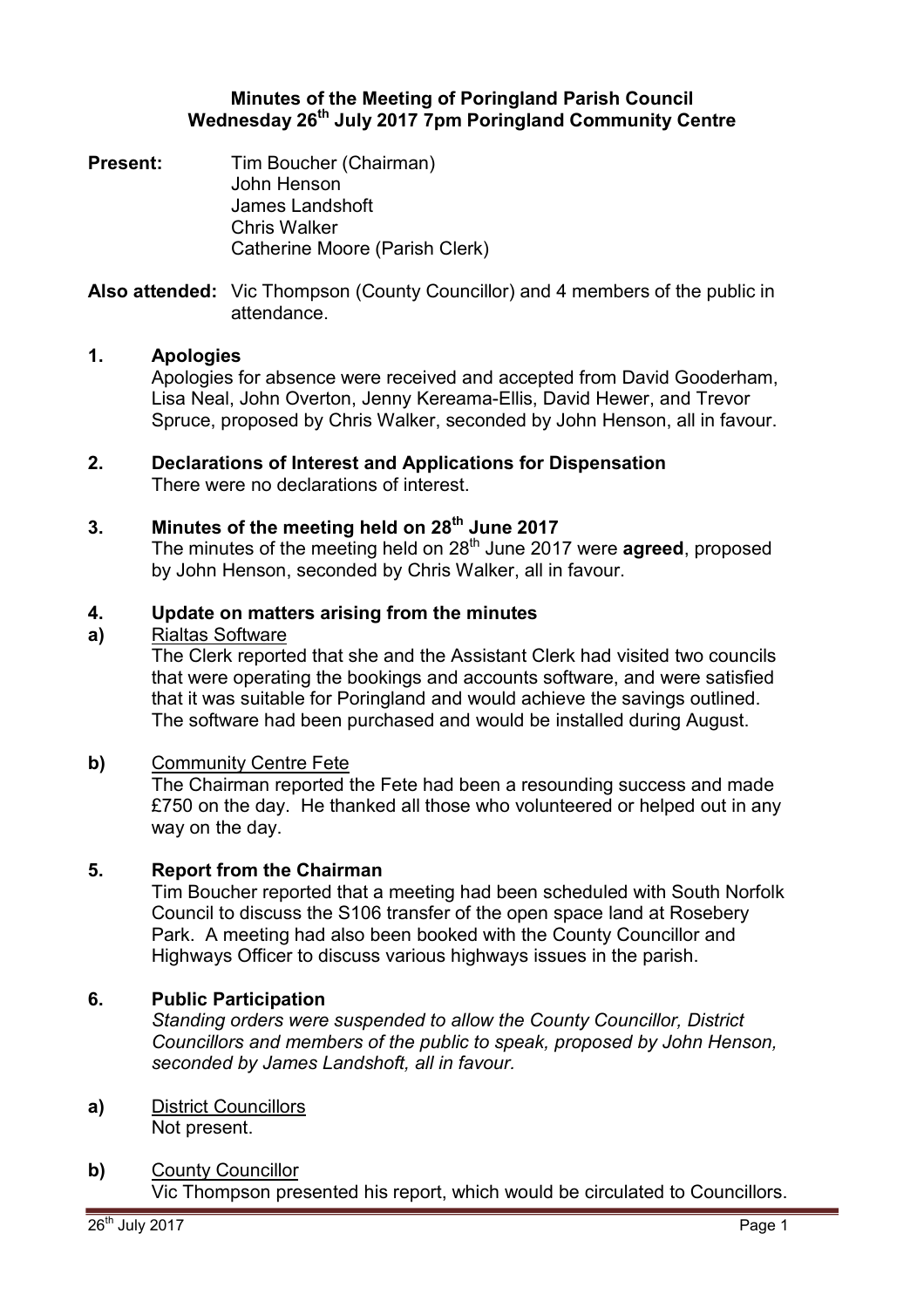# Minutes of the Meeting of Poringland Parish Council
## Wednesday 26th July 2017 7pm Poringland Community Centre

**Present:** Tim Boucher (Chairman)
John Henson
James Landshoft
Chris Walker
Catherine Moore (Parish Clerk)

**Also attended:** Vic Thompson (County Councillor) and 4 members of the public in attendance.

### 1. Apologies

Apologies for absence were received and accepted from David Gooderham, Lisa Neal, John Overton, Jenny Kereama-Ellis, David Hewer, and Trevor Spruce, proposed by Chris Walker, seconded by John Henson, all in favour.

### 2. Declarations of Interest and Applications for Dispensation

There were no declarations of interest.

### 3. Minutes of the meeting held on 28th June 2017

The minutes of the meeting held on 28th June 2017 were **agreed**, proposed by John Henson, seconded by Chris Walker, all in favour.

### 4. Update on matters arising from the minutes

**a)** Rialtas Software

The Clerk reported that she and the Assistant Clerk had visited two councils that were operating the bookings and accounts software, and were satisfied that it was suitable for Poringland and would achieve the savings outlined. The software had been purchased and would be installed during August.

**b)** Community Centre Fete

The Chairman reported the Fete had been a resounding success and made £750 on the day. He thanked all those who volunteered or helped out in any way on the day.

### 5. Report from the Chairman

Tim Boucher reported that a meeting had been scheduled with South Norfolk Council to discuss the S106 transfer of the open space land at Rosebery Park. A meeting had also been booked with the County Councillor and Highways Officer to discuss various highways issues in the parish.

### 6. Public Participation

*Standing orders were suspended to allow the County Councillor, District Councillors and members of the public to speak, proposed by John Henson, seconded by James Landshoft, all in favour.*

**a)** District Councillors

Not present.

**b)** County Councillor

Vic Thompson presented his report, which would be circulated to Councillors.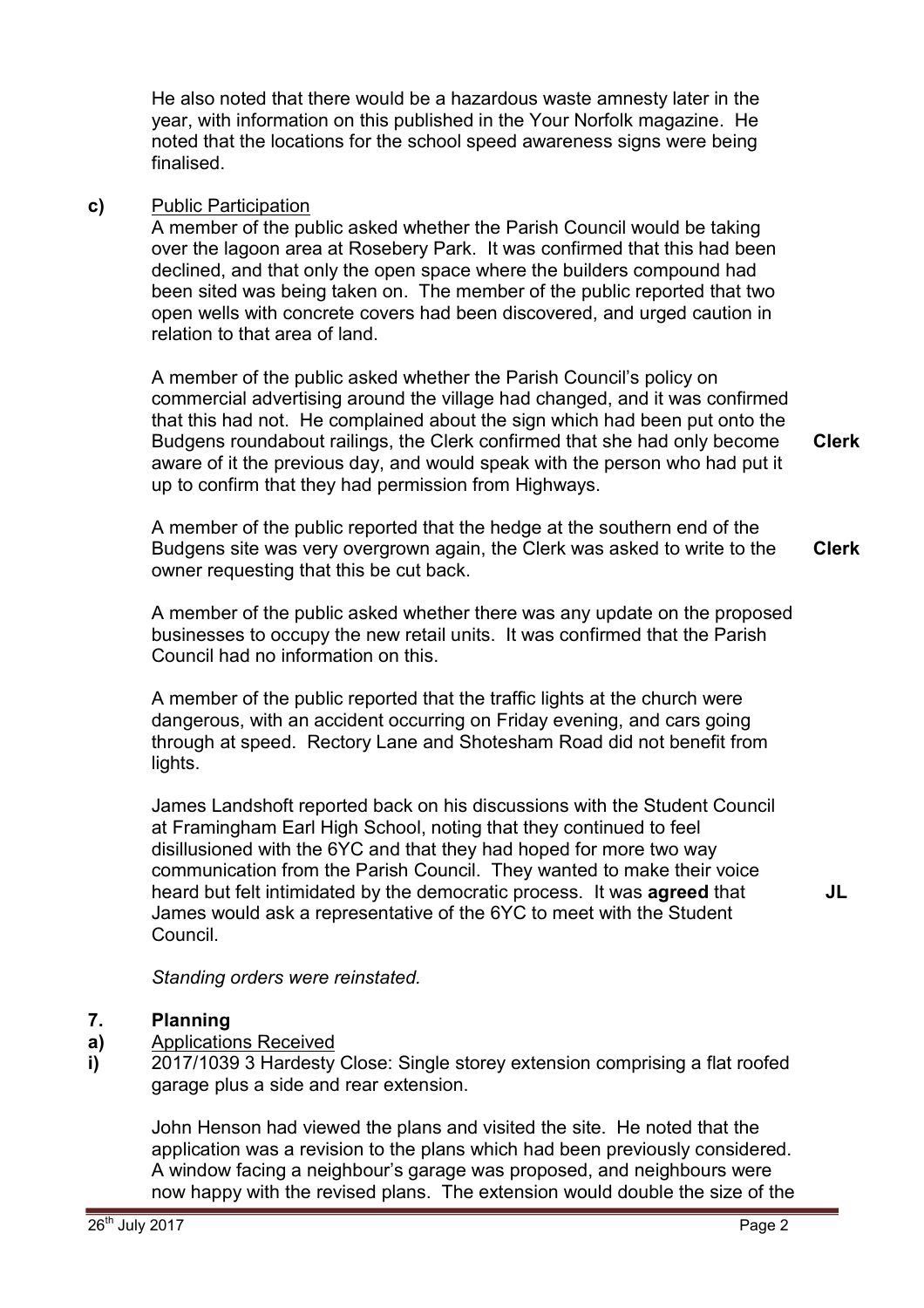He also noted that there would be a hazardous waste amnesty later in the year, with information on this published in the Your Norfolk magazine. He noted that the locations for the school speed awareness signs were being finalised.

**c)** Public Participation

A member of the public asked whether the Parish Council would be taking over the lagoon area at Rosebery Park. It was confirmed that this had been declined, and that only the open space where the builders compound had been sited was being taken on. The member of the public reported that two open wells with concrete covers had been discovered, and urged caution in relation to that area of land.

A member of the public asked whether the Parish Council's policy on commercial advertising around the village had changed, and it was confirmed that this had not. He complained about the sign which had been put onto the Budgens roundabout railings, the Clerk confirmed that she had only become aware of it the previous day, and would speak with the person who had put it up to confirm that they had permission from Highways. **Clerk**

A member of the public reported that the hedge at the southern end of the Budgens site was very overgrown again, the Clerk was asked to write to the owner requesting that this be cut back. **Clerk**

A member of the public asked whether there was any update on the proposed businesses to occupy the new retail units. It was confirmed that the Parish Council had no information on this.

A member of the public reported that the traffic lights at the church were dangerous, with an accident occurring on Friday evening, and cars going through at speed. Rectory Lane and Shotesham Road did not benefit from lights.

James Landshoft reported back on his discussions with the Student Council at Framingham Earl High School, noting that they continued to feel disillusioned with the 6YC and that they had hoped for more two way communication from the Parish Council. They wanted to make their voice heard but felt intimidated by the democratic process. It was **agreed** that James would ask a representative of the 6YC to meet with the Student Council. **JL**

*Standing orders were reinstated.*

## 7. Planning

**a)** Applications Received

**i)** 2017/1039 3 Hardesty Close: Single storey extension comprising a flat roofed garage plus a side and rear extension.

John Henson had viewed the plans and visited the site. He noted that the application was a revision to the plans which had been previously considered. A window facing a neighbour's garage was proposed, and neighbours were now happy with the revised plans. The extension would double the size of the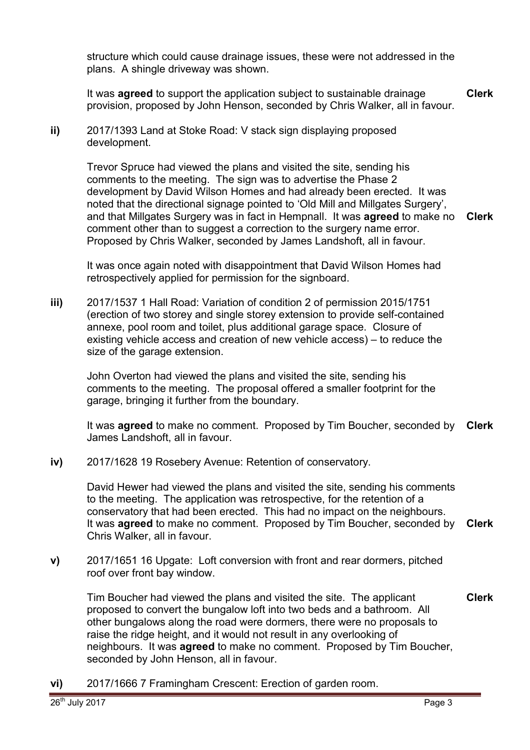structure which could cause drainage issues, these were not addressed in the plans. A shingle driveway was shown.

It was **agreed** to support the application subject to sustainable drainage provision, proposed by John Henson, seconded by Chris Walker, all in favour. **Clerk**

**ii)** 2017/1393 Land at Stoke Road: V stack sign displaying proposed development.

Trevor Spruce had viewed the plans and visited the site, sending his comments to the meeting. The sign was to advertise the Phase 2 development by David Wilson Homes and had already been erected. It was noted that the directional signage pointed to 'Old Mill and Millgates Surgery', and that Millgates Surgery was in fact in Hempnall. It was **agreed** to make no comment other than to suggest a correction to the surgery name error. Proposed by Chris Walker, seconded by James Landshoft, all in favour. **Clerk**

It was once again noted with disappointment that David Wilson Homes had retrospectively applied for permission for the signboard.

**iii)** 2017/1537 1 Hall Road: Variation of condition 2 of permission 2015/1751 (erection of two storey and single storey extension to provide self-contained annexe, pool room and toilet, plus additional garage space. Closure of existing vehicle access and creation of new vehicle access) – to reduce the size of the garage extension.

John Overton had viewed the plans and visited the site, sending his comments to the meeting. The proposal offered a smaller footprint for the garage, bringing it further from the boundary.

It was **agreed** to make no comment. Proposed by Tim Boucher, seconded by James Landshoft, all in favour. **Clerk**

**iv)** 2017/1628 19 Rosebery Avenue: Retention of conservatory.

David Hewer had viewed the plans and visited the site, sending his comments to the meeting. The application was retrospective, for the retention of a conservatory that had been erected. This had no impact on the neighbours. It was **agreed** to make no comment. Proposed by Tim Boucher, seconded by Chris Walker, all in favour. **Clerk**

**v)** 2017/1651 16 Upgate: Loft conversion with front and rear dormers, pitched roof over front bay window.

Tim Boucher had viewed the plans and visited the site. The applicant proposed to convert the bungalow loft into two beds and a bathroom. All other bungalows along the road were dormers, there were no proposals to raise the ridge height, and it would not result in any overlooking of neighbours. It was **agreed** to make no comment. Proposed by Tim Boucher, seconded by John Henson, all in favour. **Clerk**

**vi)** 2017/1666 7 Framingham Crescent: Erection of garden room.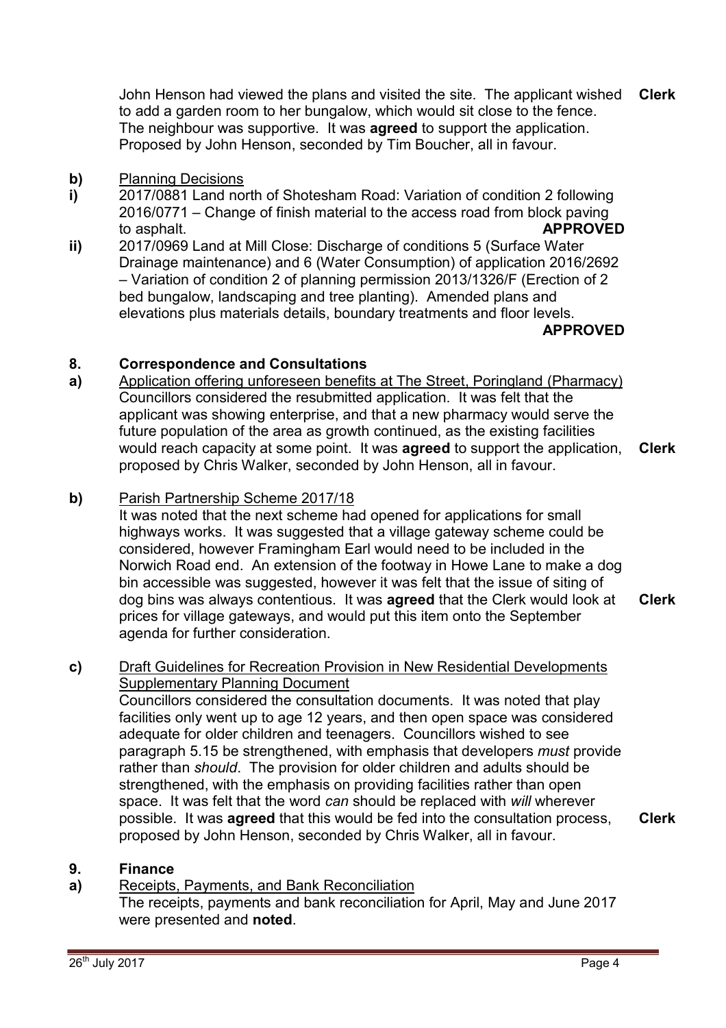John Henson had viewed the plans and visited the site. The applicant wished to add a garden room to her bungalow, which would sit close to the fence. The neighbour was supportive. It was **agreed** to support the application. Proposed by John Henson, seconded by Tim Boucher, all in favour. **Clerk**

**b)** Planning Decisions

**i)** 2017/0881 Land north of Shotesham Road: Variation of condition 2 following 2016/0771 – Change of finish material to the access road from block paving to asphalt. **APPROVED**

**ii)** 2017/0969 Land at Mill Close: Discharge of conditions 5 (Surface Water Drainage maintenance) and 6 (Water Consumption) of application 2016/2692 – Variation of condition 2 of planning permission 2013/1326/F (Erection of 2 bed bungalow, landscaping and tree planting). Amended plans and elevations plus materials details, boundary treatments and floor levels. **APPROVED**

## 8. Correspondence and Consultations

**a)** Application offering unforeseen benefits at The Street, Poringland (Pharmacy)
Councillors considered the resubmitted application. It was felt that the applicant was showing enterprise, and that a new pharmacy would serve the future population of the area as growth continued, as the existing facilities would reach capacity at some point. It was **agreed** to support the application, proposed by Chris Walker, seconded by John Henson, all in favour. **Clerk**

**b)** Parish Partnership Scheme 2017/18
It was noted that the next scheme had opened for applications for small highways works. It was suggested that a village gateway scheme could be considered, however Framingham Earl would need to be included in the Norwich Road end. An extension of the footway in Howe Lane to make a dog bin accessible was suggested, however it was felt that the issue of siting of dog bins was always contentious. It was **agreed** that the Clerk would look at prices for village gateways, and would put this item onto the September agenda for further consideration. **Clerk**

**c)** Draft Guidelines for Recreation Provision in New Residential Developments Supplementary Planning Document
Councillors considered the consultation documents. It was noted that play facilities only went up to age 12 years, and then open space was considered adequate for older children and teenagers. Councillors wished to see paragraph 5.15 be strengthened, with emphasis that developers *must* provide rather than *should*. The provision for older children and adults should be strengthened, with the emphasis on providing facilities rather than open space. It was felt that the word *can* should be replaced with *will* wherever possible. It was **agreed** that this would be fed into the consultation process, proposed by John Henson, seconded by Chris Walker, all in favour. **Clerk**

## 9. Finance

**a)** Receipts, Payments, and Bank Reconciliation
The receipts, payments and bank reconciliation for April, May and June 2017 were presented and **noted**.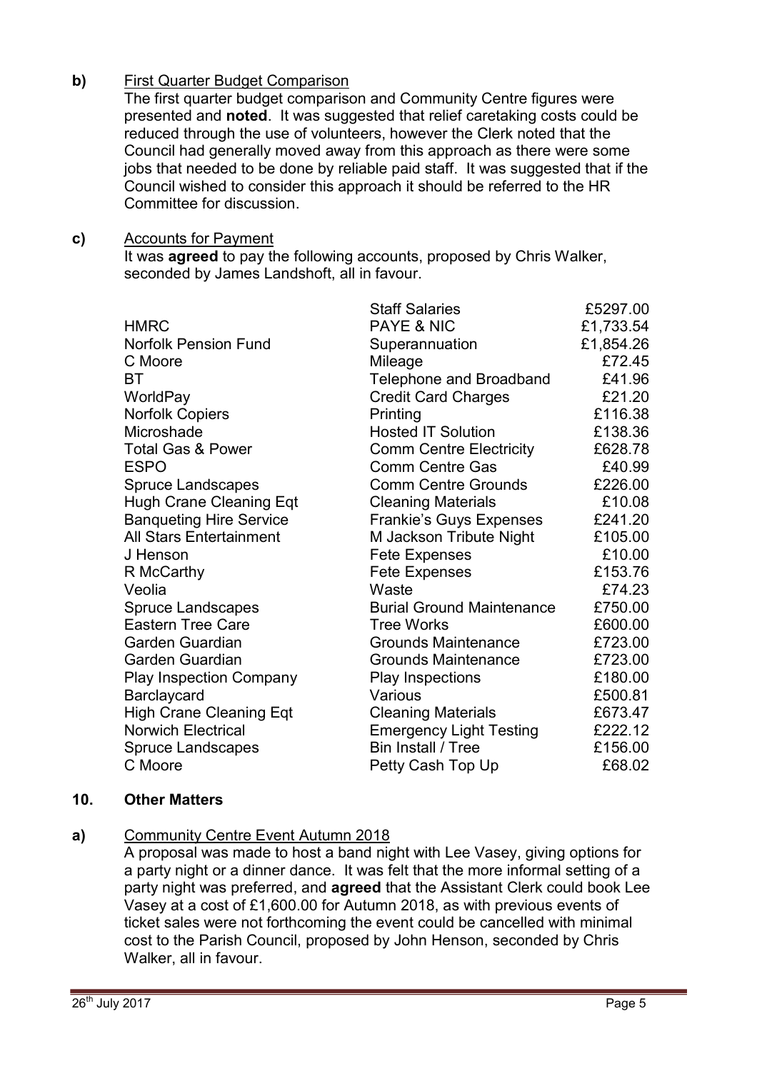**b)** First Quarter Budget Comparison

The first quarter budget comparison and Community Centre figures were presented and **noted**. It was suggested that relief caretaking costs could be reduced through the use of volunteers, however the Clerk noted that the Council had generally moved away from this approach as there were some jobs that needed to be done by reliable paid staff. It was suggested that if the Council wished to consider this approach it should be referred to the HR Committee for discussion.

**c)** Accounts for Payment

It was **agreed** to pay the following accounts, proposed by Chris Walker, seconded by James Landshoft, all in favour.

| | | |
|---|---|---|
| | Staff Salaries | £5297.00 |
| HMRC | PAYE & NIC | £1,733.54 |
| Norfolk Pension Fund | Superannuation | £1,854.26 |
| C Moore | Mileage | £72.45 |
| BT | Telephone and Broadband | £41.96 |
| WorldPay | Credit Card Charges | £21.20 |
| Norfolk Copiers | Printing | £116.38 |
| Microshade | Hosted IT Solution | £138.36 |
| Total Gas & Power | Comm Centre Electricity | £628.78 |
| ESPO | Comm Centre Gas | £40.99 |
| Spruce Landscapes | Comm Centre Grounds | £226.00 |
| Hugh Crane Cleaning Eqt | Cleaning Materials | £10.08 |
| Banqueting Hire Service | Frankie's Guys Expenses | £241.20 |
| All Stars Entertainment | M Jackson Tribute Night | £105.00 |
| J Henson | Fete Expenses | £10.00 |
| R McCarthy | Fete Expenses | £153.76 |
| Veolia | Waste | £74.23 |
| Spruce Landscapes | Burial Ground Maintenance | £750.00 |
| Eastern Tree Care | Tree Works | £600.00 |
| Garden Guardian | Grounds Maintenance | £723.00 |
| Garden Guardian | Grounds Maintenance | £723.00 |
| Play Inspection Company | Play Inspections | £180.00 |
| Barclaycard | Various | £500.81 |
| High Crane Cleaning Eqt | Cleaning Materials | £673.47 |
| Norwich Electrical | Emergency Light Testing | £222.12 |
| Spruce Landscapes | Bin Install / Tree | £156.00 |
| C Moore | Petty Cash Top Up | £68.02 |

## 10. Other Matters

**a)** Community Centre Event Autumn 2018

A proposal was made to host a band night with Lee Vasey, giving options for a party night or a dinner dance. It was felt that the more informal setting of a party night was preferred, and **agreed** that the Assistant Clerk could book Lee Vasey at a cost of £1,600.00 for Autumn 2018, as with previous events of ticket sales were not forthcoming the event could be cancelled with minimal cost to the Parish Council, proposed by John Henson, seconded by Chris Walker, all in favour.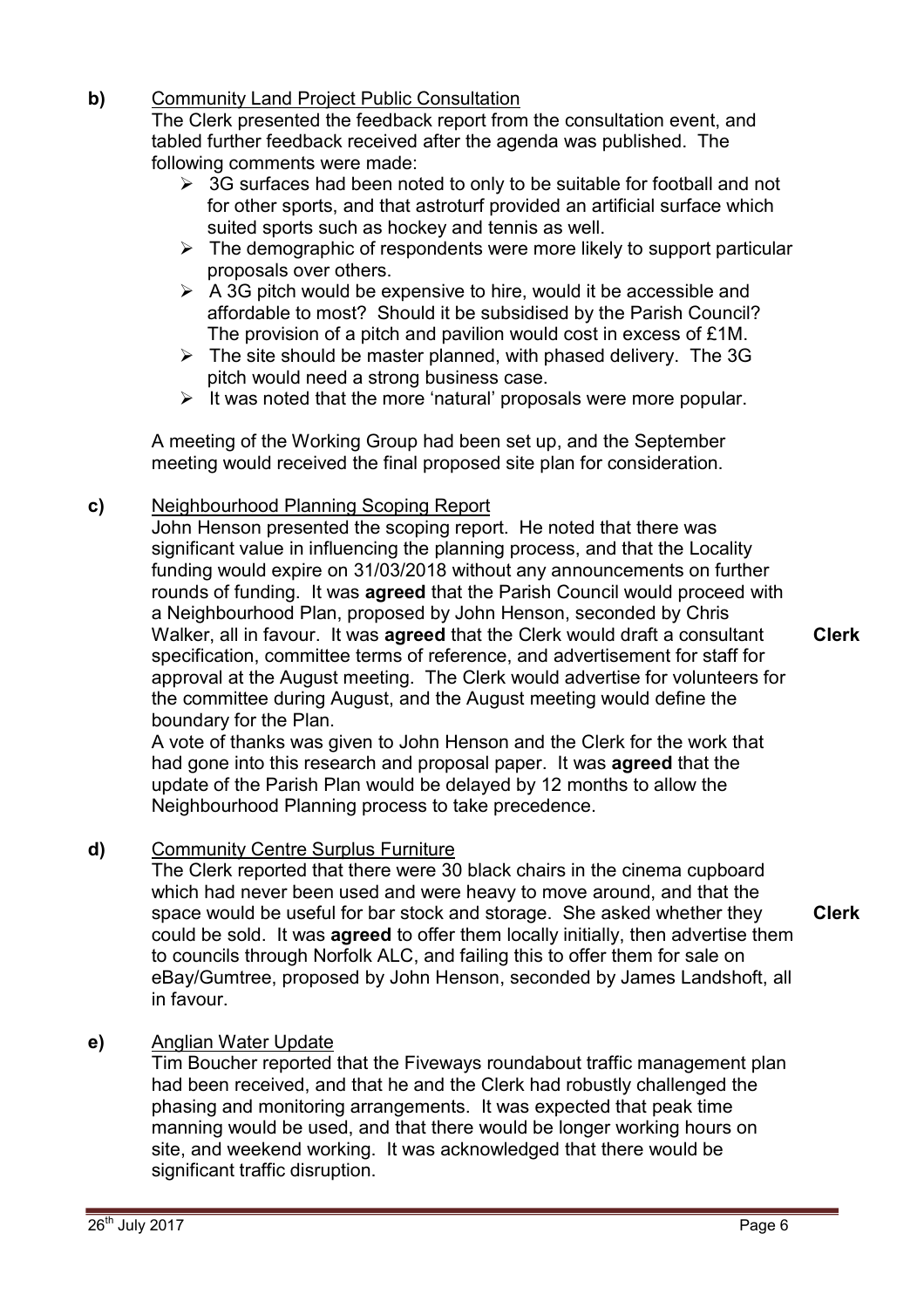**b)** <u>Community Land Project Public Consultation</u>

The Clerk presented the feedback report from the consultation event, and tabled further feedback received after the agenda was published. The following comments were made:

- 3G surfaces had been noted to only to be suitable for football and not for other sports, and that astroturf provided an artificial surface which suited sports such as hockey and tennis as well.
- The demographic of respondents were more likely to support particular proposals over others.
- A 3G pitch would be expensive to hire, would it be accessible and affordable to most? Should it be subsidised by the Parish Council? The provision of a pitch and pavilion would cost in excess of £1M.
- The site should be master planned, with phased delivery. The 3G pitch would need a strong business case.
- It was noted that the more 'natural' proposals were more popular.

A meeting of the Working Group had been set up, and the September meeting would received the final proposed site plan for consideration.

**c)** <u>Neighbourhood Planning Scoping Report</u>

John Henson presented the scoping report. He noted that there was significant value in influencing the planning process, and that the Locality funding would expire on 31/03/2018 without any announcements on further rounds of funding. It was **agreed** that the Parish Council would proceed with a Neighbourhood Plan, proposed by John Henson, seconded by Chris Walker, all in favour. It was **agreed** that the Clerk would draft a consultant specification, committee terms of reference, and advertisement for staff for approval at the August meeting. The Clerk would advertise for volunteers for the committee during August, and the August meeting would define the boundary for the Plan. **Clerk**

A vote of thanks was given to John Henson and the Clerk for the work that had gone into this research and proposal paper. It was **agreed** that the update of the Parish Plan would be delayed by 12 months to allow the Neighbourhood Planning process to take precedence.

**d)** <u>Community Centre Surplus Furniture</u>

The Clerk reported that there were 30 black chairs in the cinema cupboard which had never been used and were heavy to move around, and that the space would be useful for bar stock and storage. She asked whether they could be sold. It was **agreed** to offer them locally initially, then advertise them to councils through Norfolk ALC, and failing this to offer them for sale on eBay/Gumtree, proposed by John Henson, seconded by James Landshoft, all in favour. **Clerk**

**e)** <u>Anglian Water Update</u>

Tim Boucher reported that the Fiveways roundabout traffic management plan had been received, and that he and the Clerk had robustly challenged the phasing and monitoring arrangements. It was expected that peak time manning would be used, and that there would be longer working hours on site, and weekend working. It was acknowledged that there would be significant traffic disruption.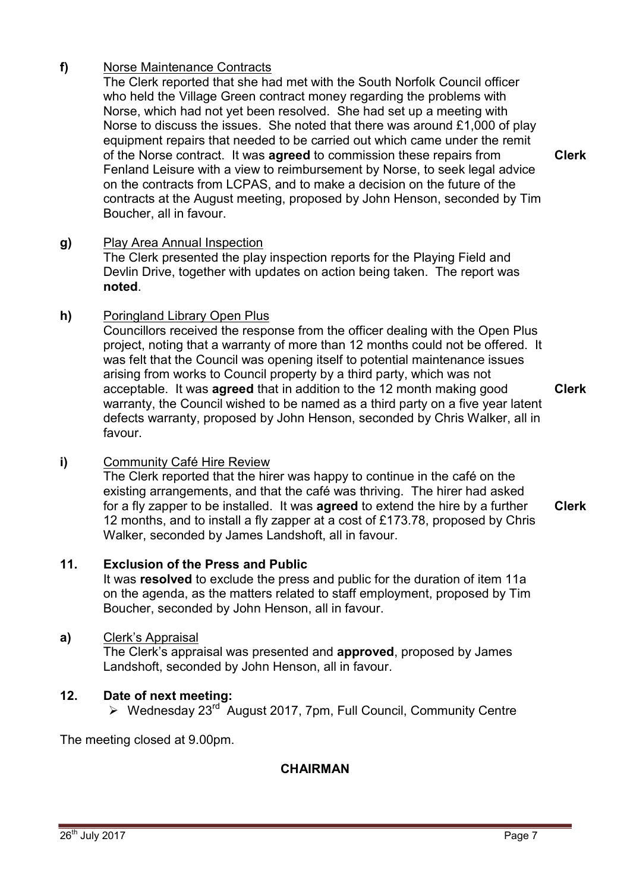**f)** <u>Norse Maintenance Contracts</u>

The Clerk reported that she had met with the South Norfolk Council officer who held the Village Green contract money regarding the problems with Norse, which had not yet been resolved. She had set up a meeting with Norse to discuss the issues. She noted that there was around £1,000 of play equipment repairs that needed to be carried out which came under the remit of the Norse contract. It was **agreed** to commission these repairs from Fenland Leisure with a view to reimbursement by Norse, to seek legal advice on the contracts from LCPAS, and to make a decision on the future of the contracts at the August meeting, proposed by John Henson, seconded by Tim Boucher, all in favour. **Clerk**

**g)** <u>Play Area Annual Inspection</u>

The Clerk presented the play inspection reports for the Playing Field and Devlin Drive, together with updates on action being taken. The report was **noted**.

**h)** <u>Poringland Library Open Plus</u>

Councillors received the response from the officer dealing with the Open Plus project, noting that a warranty of more than 12 months could not be offered. It was felt that the Council was opening itself to potential maintenance issues arising from works to Council property by a third party, which was not acceptable. It was **agreed** that in addition to the 12 month making good warranty, the Council wished to be named as a third party on a five year latent defects warranty, proposed by John Henson, seconded by Chris Walker, all in favour. **Clerk**

**i)** <u>Community Café Hire Review</u>

The Clerk reported that the hirer was happy to continue in the café on the existing arrangements, and that the café was thriving. The hirer had asked for a fly zapper to be installed. It was **agreed** to extend the hire by a further 12 months, and to install a fly zapper at a cost of £173.78, proposed by Chris Walker, seconded by James Landshoft, all in favour. **Clerk**

**11. Exclusion of the Press and Public**

It was **resolved** to exclude the press and public for the duration of item 11a on the agenda, as the matters related to staff employment, proposed by Tim Boucher, seconded by John Henson, all in favour.

**a)** <u>Clerk's Appraisal</u>

The Clerk's appraisal was presented and **approved**, proposed by James Landshoft, seconded by John Henson, all in favour.

**12. Date of next meeting:**

- Wednesday 23rd August 2017, 7pm, Full Council, Community Centre

The meeting closed at 9.00pm.

**CHAIRMAN**